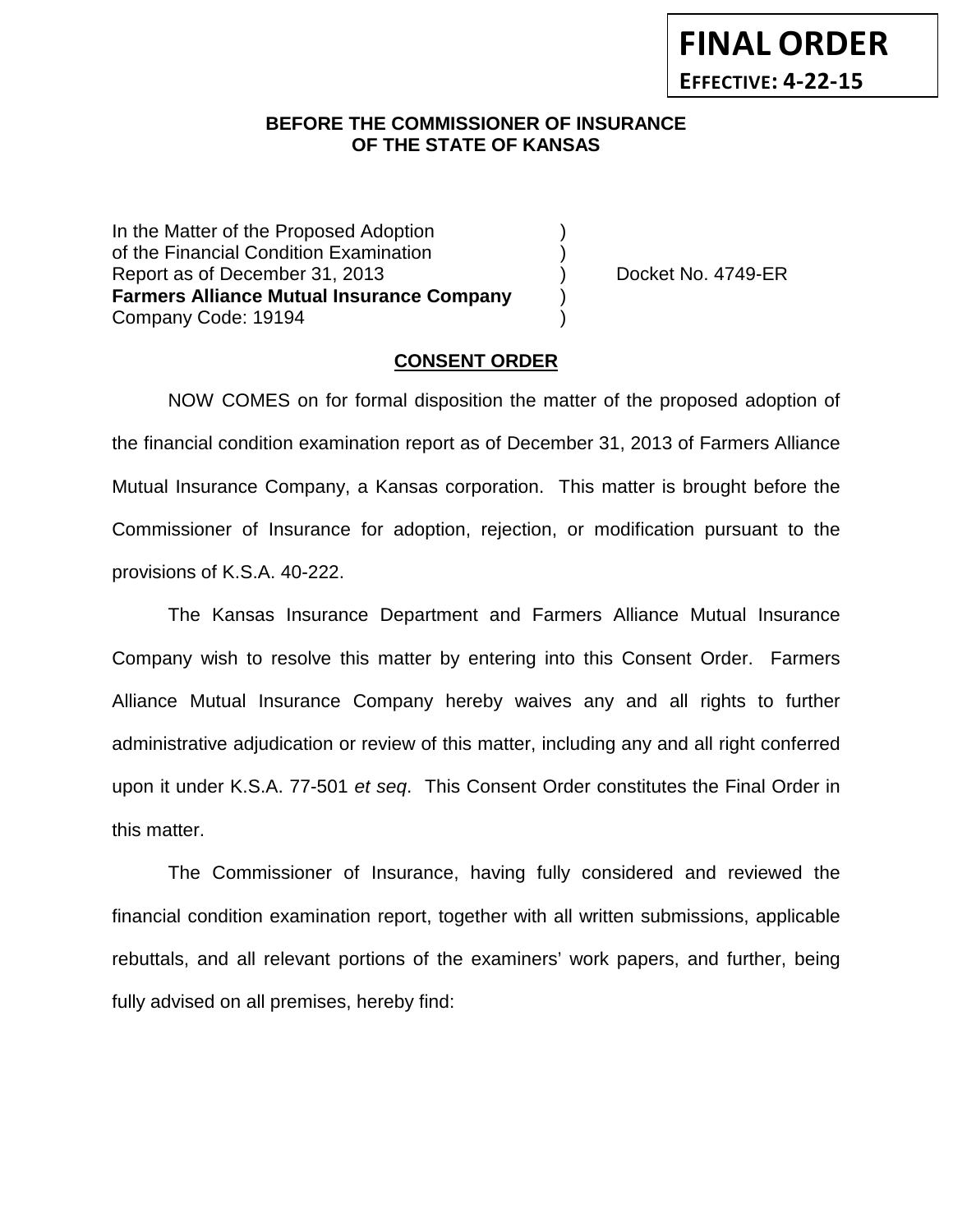**FINAL ORDER**

**EFFECTIVE: 4-22-15**

**BEFORE THE COMMISSIONER OF INSURANCE**
**OF THE STATE OF KANSAS**

| | | |
|---|---|---|
| In the Matter of the Proposed Adoption | ) | |
| of the Financial Condition Examination | ) | |
| Report as of December 31, 2013 | ) | Docket No. 4749-ER |
| **Farmers Alliance Mutual Insurance Company** | ) | |
| Company Code: 19194 | ) | |

**CONSENT ORDER**

NOW COMES on for formal disposition the matter of the proposed adoption of the financial condition examination report as of December 31, 2013 of Farmers Alliance Mutual Insurance Company, a Kansas corporation. This matter is brought before the Commissioner of Insurance for adoption, rejection, or modification pursuant to the provisions of K.S.A. 40-222.

The Kansas Insurance Department and Farmers Alliance Mutual Insurance Company wish to resolve this matter by entering into this Consent Order. Farmers Alliance Mutual Insurance Company hereby waives any and all rights to further administrative adjudication or review of this matter, including any and all right conferred upon it under K.S.A. 77-501 *et seq.* This Consent Order constitutes the Final Order in this matter.

The Commissioner of Insurance, having fully considered and reviewed the financial condition examination report, together with all written submissions, applicable rebuttals, and all relevant portions of the examiners' work papers, and further, being fully advised on all premises, hereby find: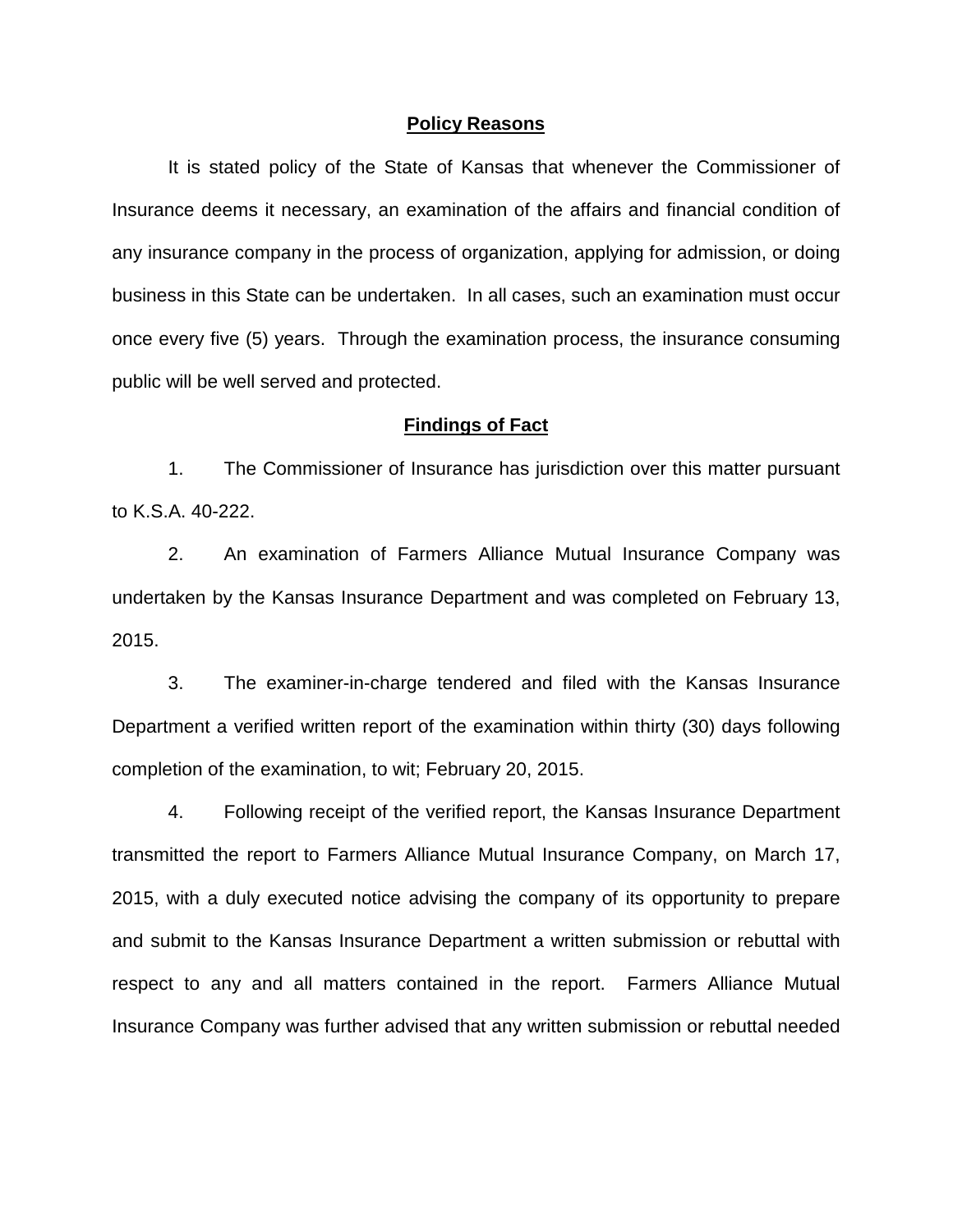## Policy Reasons

It is stated policy of the State of Kansas that whenever the Commissioner of Insurance deems it necessary, an examination of the affairs and financial condition of any insurance company in the process of organization, applying for admission, or doing business in this State can be undertaken. In all cases, such an examination must occur once every five (5) years. Through the examination process, the insurance consuming public will be well served and protected.

## Findings of Fact

1. The Commissioner of Insurance has jurisdiction over this matter pursuant to K.S.A. 40-222.

2. An examination of Farmers Alliance Mutual Insurance Company was undertaken by the Kansas Insurance Department and was completed on February 13, 2015.

3. The examiner-in-charge tendered and filed with the Kansas Insurance Department a verified written report of the examination within thirty (30) days following completion of the examination, to wit; February 20, 2015.

4. Following receipt of the verified report, the Kansas Insurance Department transmitted the report to Farmers Alliance Mutual Insurance Company, on March 17, 2015, with a duly executed notice advising the company of its opportunity to prepare and submit to the Kansas Insurance Department a written submission or rebuttal with respect to any and all matters contained in the report. Farmers Alliance Mutual Insurance Company was further advised that any written submission or rebuttal needed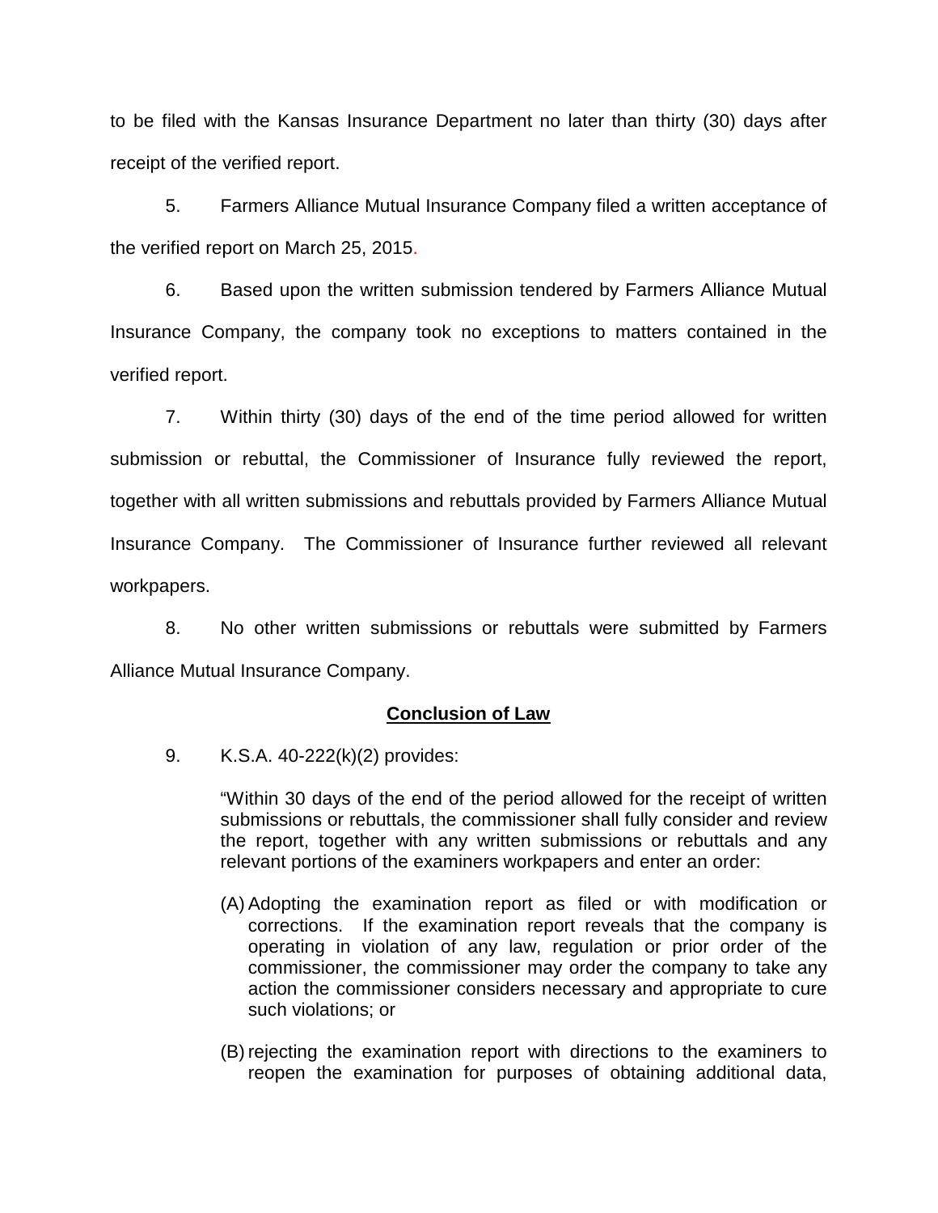to be filed with the Kansas Insurance Department no later than thirty (30) days after receipt of the verified report.

5. Farmers Alliance Mutual Insurance Company filed a written acceptance of the verified report on March 25, 2015.

6. Based upon the written submission tendered by Farmers Alliance Mutual Insurance Company, the company took no exceptions to matters contained in the verified report.

7. Within thirty (30) days of the end of the time period allowed for written submission or rebuttal, the Commissioner of Insurance fully reviewed the report, together with all written submissions and rebuttals provided by Farmers Alliance Mutual Insurance Company. The Commissioner of Insurance further reviewed all relevant workpapers.

8. No other written submissions or rebuttals were submitted by Farmers Alliance Mutual Insurance Company.

## Conclusion of Law

9. K.S.A. 40-222(k)(2) provides:

> "Within 30 days of the end of the period allowed for the receipt of written submissions or rebuttals, the commissioner shall fully consider and review the report, together with any written submissions or rebuttals and any relevant portions of the examiners workpapers and enter an order:
>
> (A) Adopting the examination report as filed or with modification or corrections. If the examination report reveals that the company is operating in violation of any law, regulation or prior order of the commissioner, the commissioner may order the company to take any action the commissioner considers necessary and appropriate to cure such violations; or
>
> (B) rejecting the examination report with directions to the examiners to reopen the examination for purposes of obtaining additional data,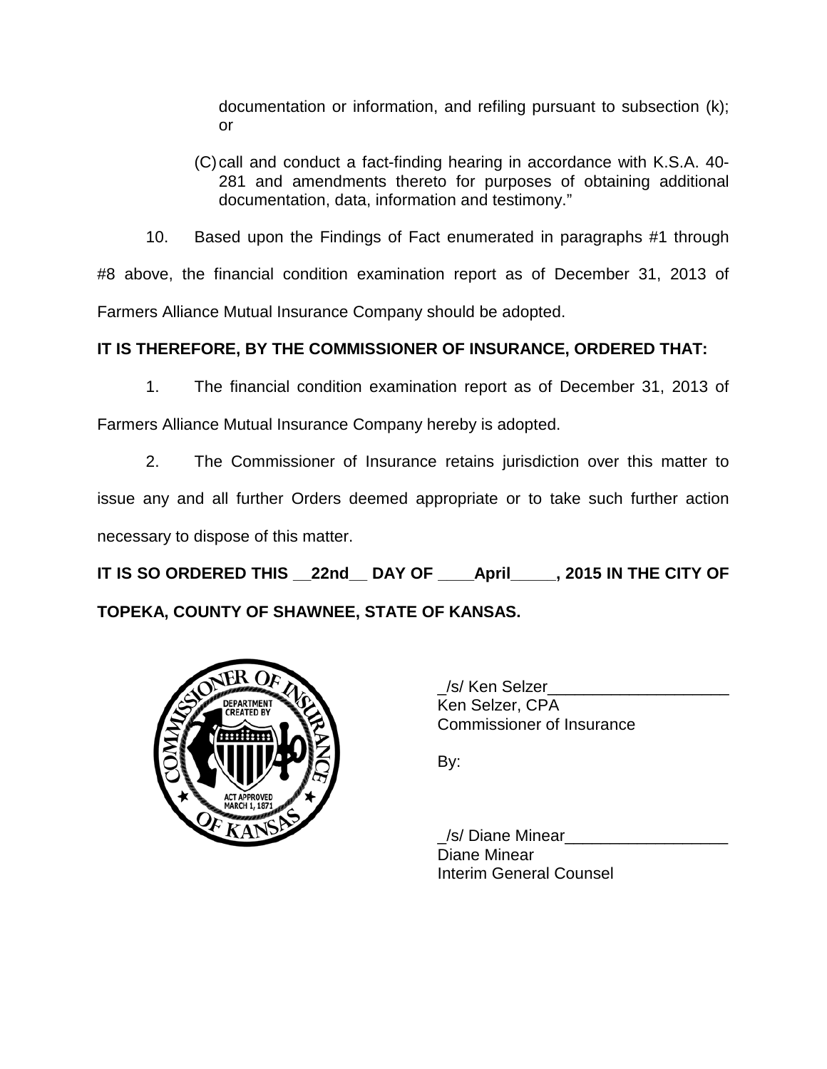documentation or information, and refiling pursuant to subsection (k); or

(C) call and conduct a fact-finding hearing in accordance with K.S.A. 40-281 and amendments thereto for purposes of obtaining additional documentation, data, information and testimony."

10. Based upon the Findings of Fact enumerated in paragraphs #1 through #8 above, the financial condition examination report as of December 31, 2013 of Farmers Alliance Mutual Insurance Company should be adopted.

**IT IS THEREFORE, BY THE COMMISSIONER OF INSURANCE, ORDERED THAT:**

1. The financial condition examination report as of December 31, 2013 of Farmers Alliance Mutual Insurance Company hereby is adopted.

2. The Commissioner of Insurance retains jurisdiction over this matter to issue any and all further Orders deemed appropriate or to take such further action necessary to dispose of this matter.

**IT IS SO ORDERED THIS __22nd__ DAY OF ____April_____, 2015 IN THE CITY OF TOPEKA, COUNTY OF SHAWNEE, STATE OF KANSAS.**

_/s/ Ken Selzer____________________
Ken Selzer, CPA
Commissioner of Insurance

By:

_/s/ Diane Minear__________________
Diane Minear
Interim General Counsel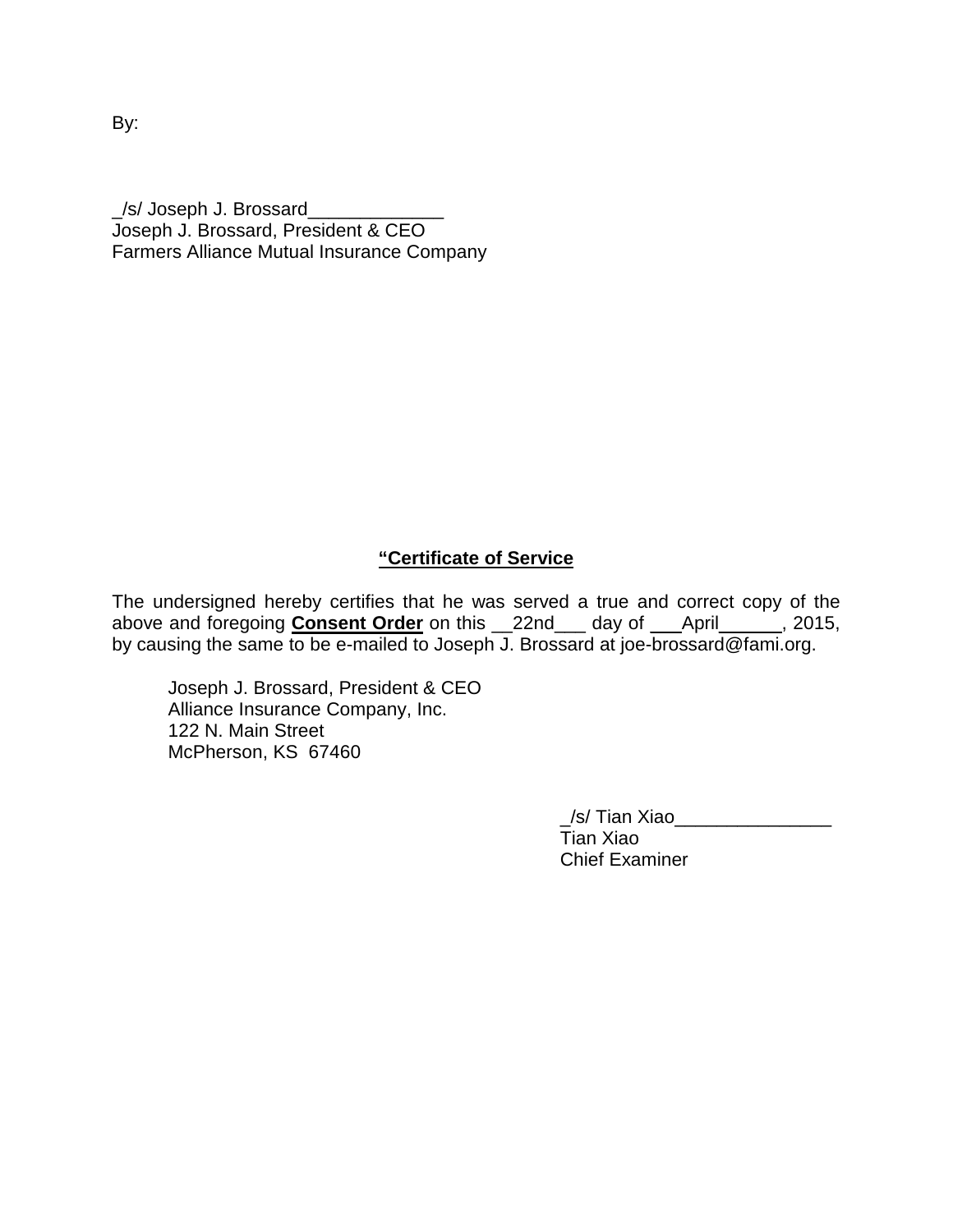By:

_/s/ Joseph J. Brossard_____________
Joseph J. Brossard, President & CEO
Farmers Alliance Mutual Insurance Company

**"Certificate of Service**

The undersigned hereby certifies that he was served a true and correct copy of the above and foregoing **Consent Order** on this __22nd___ day of ___April______, 2015, by causing the same to be e-mailed to Joseph J. Brossard at joe-brossard@fami.org.

Joseph J. Brossard, President & CEO
Alliance Insurance Company, Inc.
122 N. Main Street
McPherson, KS 67460

_/s/ Tian Xiao_______________
Tian Xiao
Chief Examiner